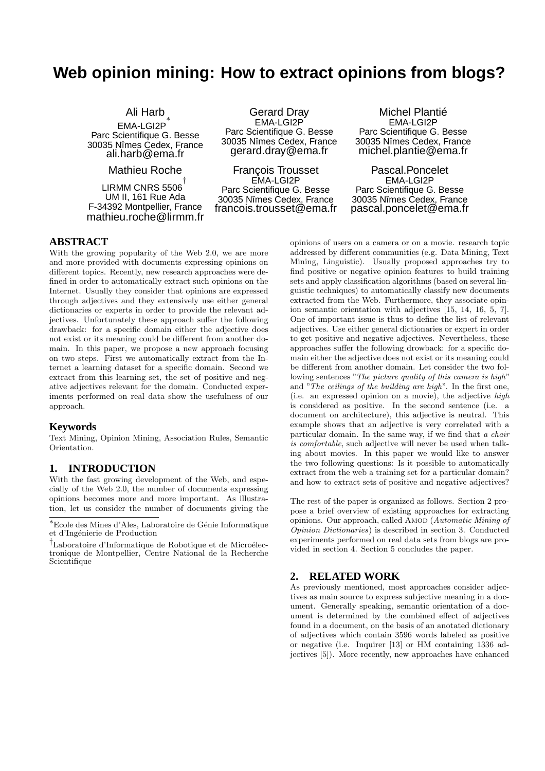# Web opinion mining: How to extract opinions from blogs?

Ali Harb [*]
EMA-LGI2P
Parc Scientifique G. Besse
30035 Nîmes Cedex, France
ali.harb@ema.fr

Gerard Dray
EMA-LGI2P
Parc Scientifique G. Besse
30035 Nîmes Cedex, France
gerard.dray@ema.fr

Michel Plantié
EMA-LGI2P
Parc Scientifique G. Besse
30035 Nîmes Cedex, France
michel.plantie@ema.fr

Mathieu Roche
LIRMM CNRS 5506 [†]
UM II, 161 Rue Ada
F-34392 Montpellier, France
mathieu.roche@lirmm.fr

François Trousset
EMA-LGI2P
Parc Scientifique G. Besse
30035 Nîmes Cedex, France
francois.trousset@ema.fr

Pascal.Poncelet
EMA-LGI2P
Parc Scientifique G. Besse
30035 Nîmes Cedex, France
pascal.poncelet@ema.fr

## ABSTRACT

With the growing popularity of the Web 2.0, we are more and more provided with documents expressing opinions on different topics. Recently, new research approaches were defined in order to automatically extract such opinions on the Internet. Usually they consider that opinions are expressed through adjectives and they extensively use either general dictionaries or experts in order to provide the relevant adjectives. Unfortunately these approach suffer the following drawback: for a specific domain either the adjective does not exist or its meaning could be different from another domain. In this paper, we propose a new approach focusing on two steps. First we automatically extract from the Internet a learning dataset for a specific domain. Second we extract from this learning set, the set of positive and negative adjectives relevant for the domain. Conducted experiments performed on real data show the usefulness of our approach.

## Keywords

Text Mining, Opinion Mining, Association Rules, Semantic Orientation.

## 1. INTRODUCTION

With the fast growing development of the Web, and especially of the Web 2.0, the number of documents expressing opinions becomes more and more important. As illustration, let us consider the number of documents giving the opinions of users on a camera or on a movie. research topic addressed by different communities (e.g. Data Mining, Text Mining, Linguistic). Usually proposed approaches try to find positive or negative opinion features to build training sets and apply classification algorithms (based on several linguistic techniques) to automatically classify new documents extracted from the Web. Furthermore, they associate opinion semantic orientation with adjectives [15, 14, 16, 5, 7]. One of important issue is thus to define the list of relevant adjectives. Use either general dictionaries or expert in order to get positive and negative adjectives. Nevertheless, these approaches suffer the following drowback: for a specific domain either the adjective does not exist or its meaning could be different from another domain. Let consider the two following sentences "*The picture quality of this camera is high*" and "*The ceilings of the building are high*". In the first one, (i.e. an expressed opinion on a movie), the adjective *high* is considered as positive. In the second sentence (i.e. a document on architecture), this adjective is neutral. This example shows that an adjective is very correlated with a particular domain. In the same way, if we find that *a chair is comfortable*, such adjective will never be used when talking about movies. In this paper we would like to answer the two following questions: Is it possible to automatically extract from the web a training set for a particular domain? and how to extract sets of positive and negative adjectives?

The rest of the paper is organized as follows. Section 2 propose a brief overview of existing approaches for extracting opinions. Our approach, called AMOD (*Automatic Mining of Opinion Dictionaries*) is described in section 3. Conducted experiments performed on real data sets from blogs are provided in section 4. Section 5 concludes the paper.

## 2. RELATED WORK

As previously mentioned, most approaches consider adjectives as main source to express subjective meaning in a document. Generally speaking, semantic orientation of a document is determined by the combined effect of adjectives found in a document, on the basis of an anotated dictionary of adjectives which contain 3596 words labeled as positive or negative (i.e. Inquirer [13] or HM containing 1336 adjectives [5]). More recently, new approaches have enhanced

[*] Ecole des Mines d'Ales, Laboratoire de Génie Informatique et d'Ingénierie de Production

[†] Laboratoire d'Informatique de Robotique et de Microélectronique de Montpellier, Centre National de la Recherche Scientifique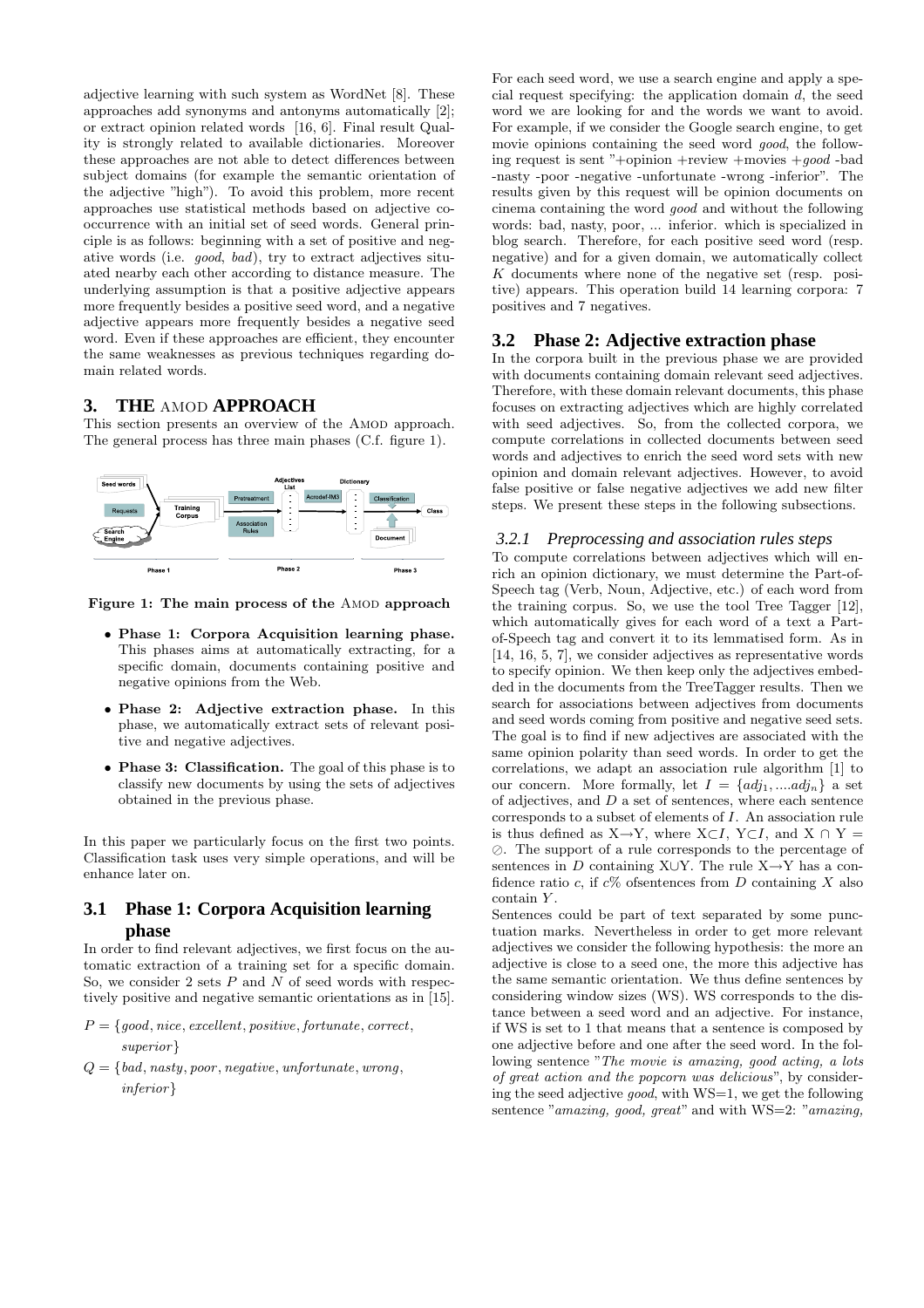adjective learning with such system as WordNet [8]. These approaches add synonyms and antonyms automatically [2]; or extract opinion related words [16, 6]. Final result Quality is strongly related to available dictionaries. Moreover these approaches are not able to detect differences between subject domains (for example the semantic orientation of the adjective "high"). To avoid this problem, more recent approaches use statistical methods based on adjective cooccurrence with an initial set of seed words. General principle is as follows: beginning with a set of positive and negative words (i.e. *good*, *bad*), try to extract adjectives situated nearby each other according to distance measure. The underlying assumption is that a positive adjective appears more frequently besides a positive seed word, and a negative adjective appears more frequently besides a negative seed word. Even if these approaches are efficient, they encounter the same weaknesses as previous techniques regarding domain related words.

## 3. THE AMOD APPROACH

This section presents an overview of the AMOD approach. The general process has three main phases (C.f. figure 1).

**Figure 1: The main process of the AMOD approach**

- **Phase 1: Corpora Acquisition learning phase.** This phases aims at automatically extracting, for a specific domain, documents containing positive and negative opinions from the Web.
- **Phase 2: Adjective extraction phase.** In this phase, we automatically extract sets of relevant positive and negative adjectives.
- **Phase 3: Classification.** The goal of this phase is to classify new documents by using the sets of adjectives obtained in the previous phase.

In this paper we particularly focus on the first two points. Classification task uses very simple operations, and will be enhance later on.

### 3.1 Phase 1: Corpora Acquisition learning phase

In order to find relevant adjectives, we first focus on the automatic extraction of a training set for a specific domain. So, we consider 2 sets $P$ and $N$ of seed words with respectively positive and negative semantic orientations as in [15].

$$P = \{good, nice, excellent, positive, fortunate, correct, superior\}$$

$$Q = \{bad, nasty, poor, negative, unfortunate, wrong, inferior\}$$

For each seed word, we use a search engine and apply a special request specifying: the application domain $d$, the seed word we are looking for and the words we want to avoid. For example, if we consider the Google search engine, to get movie opinions containing the seed word *good*, the following request is sent "+opinion +review +movies +*good* -bad -nasty -poor -negative -unfortunate -wrong -inferior". The results given by this request will be opinion documents on cinema containing the word *good* and without the following words: bad, nasty, poor, ... inferior. which is specialized in blog search. Therefore, for each positive seed word (resp. negative) and for a given domain, we automatically collect $K$ documents where none of the negative set (resp. positive) appears. This operation build 14 learning corpora: 7 positives and 7 negatives.

### 3.2 Phase 2: Adjective extraction phase

In the corpora built in the previous phase we are provided with documents containing domain relevant seed adjectives. Therefore, with these domain relevant documents, this phase focuses on extracting adjectives which are highly correlated with seed adjectives. So, from the collected corpora, we compute correlations in collected documents between seed words and adjectives to enrich the seed word sets with new opinion and domain relevant adjectives. However, to avoid false positive or false negative adjectives we add new filter steps. We present these steps in the following subsections.

#### 3.2.1 Preprocessing and association rules steps

To compute correlations between adjectives which will enrich an opinion dictionary, we must determine the Part-of-Speech tag (Verb, Noun, Adjective, etc.) of each word from the training corpus. So, we use the tool Tree Tagger [12], which automatically gives for each word of a text a Part-of-Speech tag and convert it to its lemmatised form. As in [14, 16, 5, 7], we consider adjectives as representative words to specify opinion. We then keep only the adjectives embedded in the documents from the TreeTagger results. Then we search for associations between adjectives from documents and seed words coming from positive and negative seed sets. The goal is to find if new adjectives are associated with the same opinion polarity than seed words. In order to get the correlations, we adapt an association rule algorithm [1] to our concern. More formally, let $I = \{adj_1, ....adj_n\}$ a set of adjectives, and $D$ a set of sentences, where each sentence corresponds to a subset of elements of $I$. An association rule is thus defined as $X \rightarrow Y$, where $X \subset I$, $Y \subset I$, and $X \cap Y = \oslash$. The support of a rule corresponds to the percentage of sentences in $D$ containing $X \cup Y$. The rule $X \rightarrow Y$ has a confidence ratio $c$, if $c$% ofsentences from $D$ containing $X$ also contain $Y$.

Sentences could be part of text separated by some punctuation marks. Nevertheless in order to get more relevant adjectives we consider the following hypothesis: the more an adjective is close to a seed one, the more this adjective has the same semantic orientation. We thus define sentences by considering window sizes (WS). WS corresponds to the distance between a seed word and an adjective. For instance, if WS is set to 1 that means that a sentence is composed by one adjective before and one after the seed word. In the following sentence "*The movie is amazing, good acting, a lots of great action and the popcorn was delicious*", by considering the seed adjective *good*, with WS=1, we get the following sentence "*amazing, good, great*" and with WS=2: "*amazing,*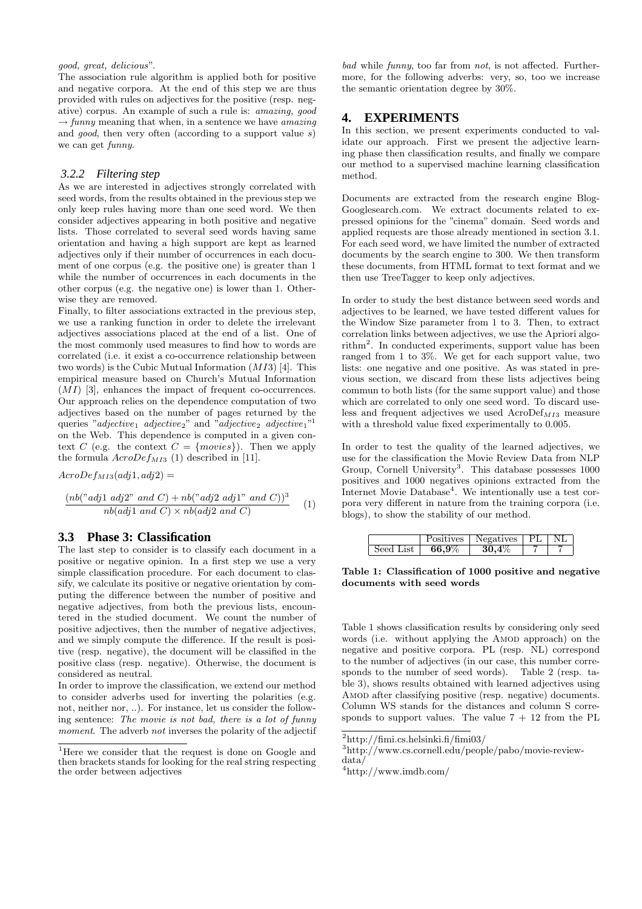*good, great, delicious*".

The association rule algorithm is applied both for positive and negative corpora. At the end of this step we are thus provided with rules on adjectives for the positive (resp. negative) corpus. An example of such a rule is: *amazing, good* $\rightarrow$ *funny* meaning that when, in a sentence we have *amazing* and *good*, then very often (according to a support value $s$) we can get *funny*.

#### 3.2.2 Filtering step

As we are interested in adjectives strongly correlated with seed words, from the results obtained in the previous step we only keep rules having more than one seed word. We then consider adjectives appearing in both positive and negative lists. Those correlated to several seed words having same orientation and having a high support are kept as learned adjectives only if their number of occurrences in each document of one corpus (e.g. the positive one) is greater than 1 while the number of occurrences in each documents in the other corpus (e.g. the negative one) is lower than 1. Otherwise they are removed.

Finally, to filter associations extracted in the previous step, we use a ranking function in order to delete the irrelevant adjectives associations placed at the end of a list. One of the most commonly used measures to find how to words are correlated (i.e. it exist a co-occurrence relationship between two words) is the Cubic Mutual Information ($MI3$) [4]. This empirical measure based on Church's Mutual Information ($MI$) [3], enhances the impact of frequent co-occurrences. Our approach relies on the dependence computation of two adjectives based on the number of pages returned by the queries "$adjective_1$ $adjective_2$" and "$adjective_2$ $adjective_1$"[1] on the Web. This dependence is computed in a given context $C$ (e.g. the context $C = \{movies\}$). Then we apply the formula $AcroDef_{MI3}$ (1) described in [11].

$$AcroDef_{MI3}(adj1, adj2) =$$

$$\frac{(nb(\text{"}adj1\ adj2\text{"}\ and\ C) + nb(\text{"}adj2\ adj1\text{"}\ and\ C))^3}{nb(adj1\ and\ C) \times nb(adj2\ and\ C)} \qquad (1)$$

### 3.3 Phase 3: Classification

The last step to consider is to classify each document in a positive or negative opinion. In a first step we use a very simple classification procedure. For each document to classify, we calculate its positive or negative orientation by computing the difference between the number of positive and negative adjectives, from both the previous lists, encountered in the studied document. We count the number of positive adjectives, then the number of negative adjectives, and we simply compute the difference. If the result is positive (resp. negative), the document will be classified in the positive class (resp. negative). Otherwise, the document is considered as neutral.

In order to improve the classification, we extend our method to consider adverbs used for inverting the polarities (e.g. not, neither nor, ..). For instance, let us consider the following sentence: *The movie is not bad, there is a lot of funny moment*. The adverb *not* inverses the polarity of the adjectif *bad* while *funny*, too far from *not*, is not affected. Furthermore, for the following adverbs: very, so, too we increase the semantic orientation degree by 30%.

## 4. EXPERIMENTS

In this section, we present experiments conducted to validate our approach. First we present the adjective learning phase then classification results, and finally we compare our method to a supervised machine learning classification method.

Documents are extracted from the research engine BlogGooglesearch.com. We extract documents related to expressed opinions for the "cinema" domain. Seed words and applied requests are those already mentioned in section 3.1. For each seed word, we have limited the number of extracted documents by the search engine to 300. We then transform these documents, from HTML format to text format and we then use TreeTagger to keep only adjectives.

In order to study the best distance between seed words and adjectives to be learned, we have tested different values for the Window Size parameter from 1 to 3. Then, to extract correlation links between adjectives, we use the Apriori algorithm[2]. In conducted experiments, support value has been ranged from 1 to 3%. We get for each support value, two lists: one negative and one positive. As was stated in previous section, we discard from these lists adjectives being commun to both lists (for the same support value) and those which are correlated to only one seed word. To discard useless and frequent adjectives we used AcroDef$_{MI3}$ measure with a threshold value fixed experimentally to 0.005.

In order to test the quality of the learned adjectives, we use for the classification the Movie Review Data from NLP Group, Cornell University[3]. This database possesses 1000 positives and 1000 negatives opinions extracted from the Internet Movie Database[4]. We intentionally use a test corpora very different in nature from the training corpora (i.e. blogs), to show the stability of our method.

| | Positives | Negatives | PL | NL |
|---|---|---|---|---|
| Seed List | **66,9%** | **30,4%** | 7 | 7 |

**Table 1: Classification of 1000 positive and negative documents with seed words**

Table 1 shows classification results by considering only seed words (i.e. without applying the AMOD approach) on the negative and positive corpora. PL (resp. NL) correspond to the number of adjectives (in our case, this number corresponds to the number of seed words). Table 2 (resp. table 3), shows results obtained with learned adjectives using AMOD after classifying positive (resp. negative) documents. Column WS stands for the distances and column S corresponds to support values. The value 7 + 12 from the PL

[1] Here we consider that the request is done on Google and then brackets stands for looking for the real string respecting the order between adjectives

[2] http://fimi.cs.helsinki.fi/fimi03/

[3] http://www.cs.cornell.edu/people/pabo/movie-review-data/

[4] http://www.imdb.com/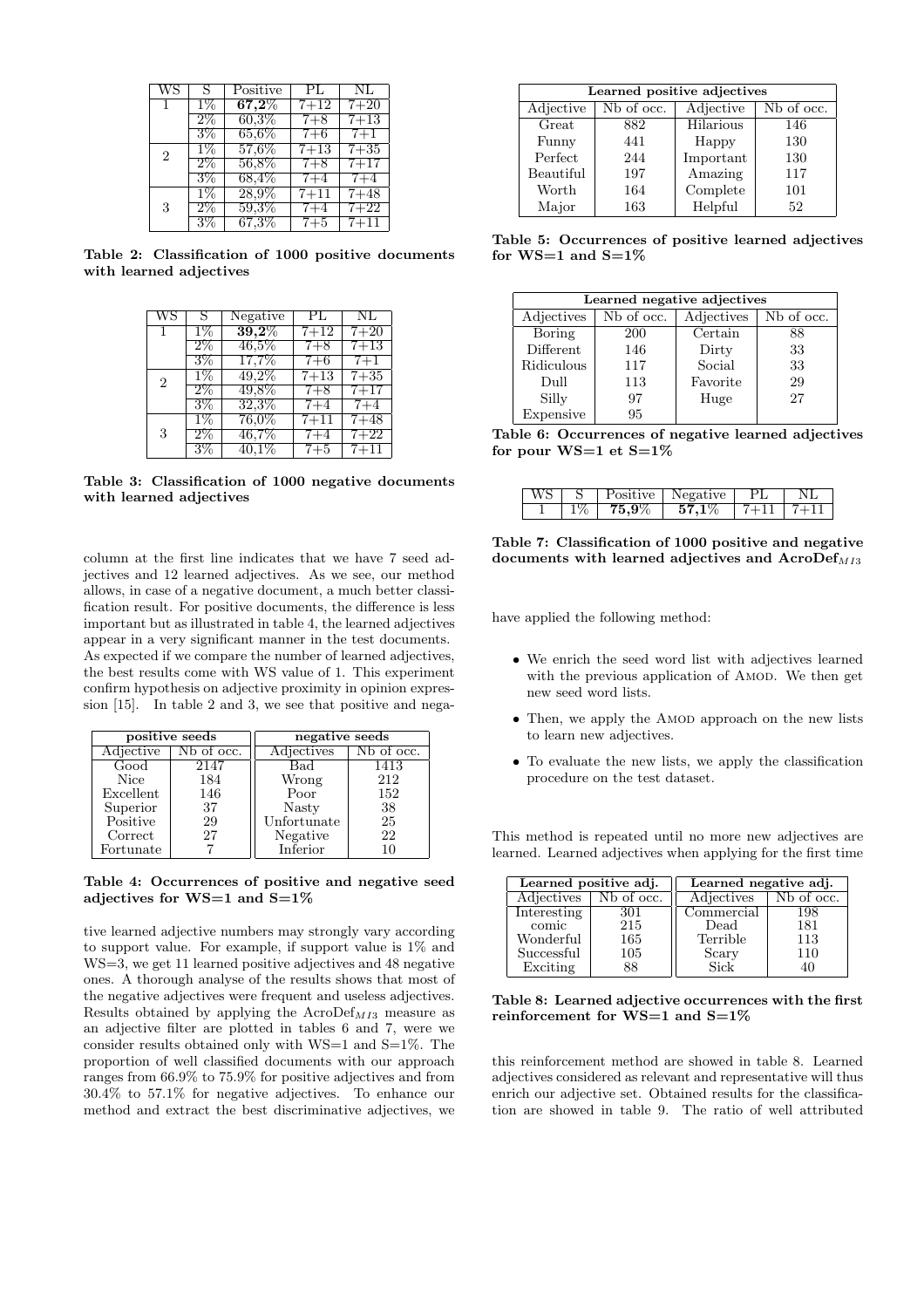| WS | S | Positive | PL | NL |
|---|---|---|---|---|
| 1 | 1% | **67,2%** | 7+12 | 7+20 |
| | 2% | 60,3% | 7+8 | 7+13 |
| | 3% | 65,6% | 7+6 | 7+1 |
| 2 | 1% | 57,6% | 7+13 | 7+35 |
| | 2% | 56,8% | 7+8 | 7+17 |
| | 3% | 68,4% | 7+4 | 7+4 |
| 3 | 1% | 28,9% | 7+11 | 7+48 |
| | 2% | 59,3% | 7+4 | 7+22 |
| | 3% | 67,3% | 7+5 | 7+11 |

**Table 2: Classification of 1000 positive documents with learned adjectives**

| WS | S | Negative | PL | NL |
|---|---|---|---|---|
| 1 | 1% | **39,2%** | 7+12 | 7+20 |
| | 2% | 46,5% | 7+8 | 7+13 |
| | 3% | 17,7% | 7+6 | 7+1 |
| 2 | 1% | 49,2% | 7+13 | 7+35 |
| | 2% | 49,8% | 7+8 | 7+17 |
| | 3% | 32,3% | 7+4 | 7+4 |
| 3 | 1% | 76,0% | 7+11 | 7+48 |
| | 2% | 46,7% | 7+4 | 7+22 |
| | 3% | 40,1% | 7+5 | 7+11 |

**Table 3: Classification of 1000 negative documents with learned adjectives**

column at the first line indicates that we have 7 seed adjectives and 12 learned adjectives. As we see, our method allows, in case of a negative document, a much better classification result. For positive documents, the difference is less important but as illustrated in table 4, the learned adjectives appear in a very significant manner in the test documents. As expected if we compare the number of learned adjectives, the best results come with WS value of 1. This experiment confirm hypothesis on adjective proximity in opinion expression [15]. In table 2 and 3, we see that positive and negative learned adjective numbers may strongly vary according to support value. For example, if support value is 1% and WS=3, we get 11 learned positive adjectives and 48 negative ones. A thorough analyse of the results shows that most of the negative adjectives were frequent and useless adjectives. Results obtained by applying the AcroDef$_{MI3}$ measure as an adjective filter are plotted in tables 6 and 7, were we consider results obtained only with WS=1 and S=1%. The proportion of well classified documents with our approach ranges from 66.9% to 75.9% for positive adjectives and from 30.4% to 57.1% for negative adjectives. To enhance our method and extract the best discriminative adjectives, we

| positive seeds | | negative seeds | |
|---|---|---|---|
| Adjective | Nb of occ. | Adjectives | Nb of occ. |
| Good | 2147 | Bad | 1413 |
| Nice | 184 | Wrong | 212 |
| Excellent | 146 | Poor | 152 |
| Superior | 37 | Nasty | 38 |
| Positive | 29 | Unfortunate | 25 |
| Correct | 27 | Negative | 22 |
| Fortunate | 7 | Inferior | 10 |

**Table 4: Occurrences of positive and negative seed adjectives for WS=1 and S=1%**

| Learned positive adjectives | | | |
|---|---|---|---|
| Adjective | Nb of occ. | Adjective | Nb of occ. |
| Great | 882 | Hilarious | 146 |
| Funny | 441 | Happy | 130 |
| Perfect | 244 | Important | 130 |
| Beautiful | 197 | Amazing | 117 |
| Worth | 164 | Complete | 101 |
| Major | 163 | Helpful | 52 |

**Table 5: Occurrences of positive learned adjectives for WS=1 and S=1%**

| Learned negative adjectives | | | |
|---|---|---|---|
| Adjectives | Nb of occ. | Adjectives | Nb of occ. |
| Boring | 200 | Certain | 88 |
| Different | 146 | Dirty | 33 |
| Ridiculous | 117 | Social | 33 |
| Dull | 113 | Favorite | 29 |
| Silly | 97 | Huge | 27 |
| Expensive | 95 | | |

**Table 6: Occurrences of negative learned adjectives for pour WS=1 et S=1%**

| WS | S | Positive | Negative | PL | NL |
|---|---|---|---|---|---|
| 1 | 1% | **75,9%** | **57,1%** | 7+11 | 7+11 |

**Table 7: Classification of 1000 positive and negative documents with learned adjectives and AcroDef$_{MI3}$**

have applied the following method:

- We enrich the seed word list with adjectives learned with the previous application of Amod. We then get new seed word lists.
- Then, we apply the Amod approach on the new lists to learn new adjectives.
- To evaluate the new lists, we apply the classification procedure on the test dataset.

This method is repeated until no more new adjectives are learned. Learned adjectives when applying for the first time

| Learned positive adj. | | Learned negative adj. | |
|---|---|---|---|
| Adjectives | Nb of occ. | Adjectives | Nb of occ. |
| Interesting | 301 | Commercial | 198 |
| comic | 215 | Dead | 181 |
| Wonderful | 165 | Terrible | 113 |
| Successful | 105 | Scary | 110 |
| Exciting | 88 | Sick | 40 |

**Table 8: Learned adjective occurrences with the first reinforcement for WS=1 and S=1%**

this reinforcement method are showed in table 8. Learned adjectives considered as relevant and representative will thus enrich our adjective set. Obtained results for the classification are showed in table 9. The ratio of well attributed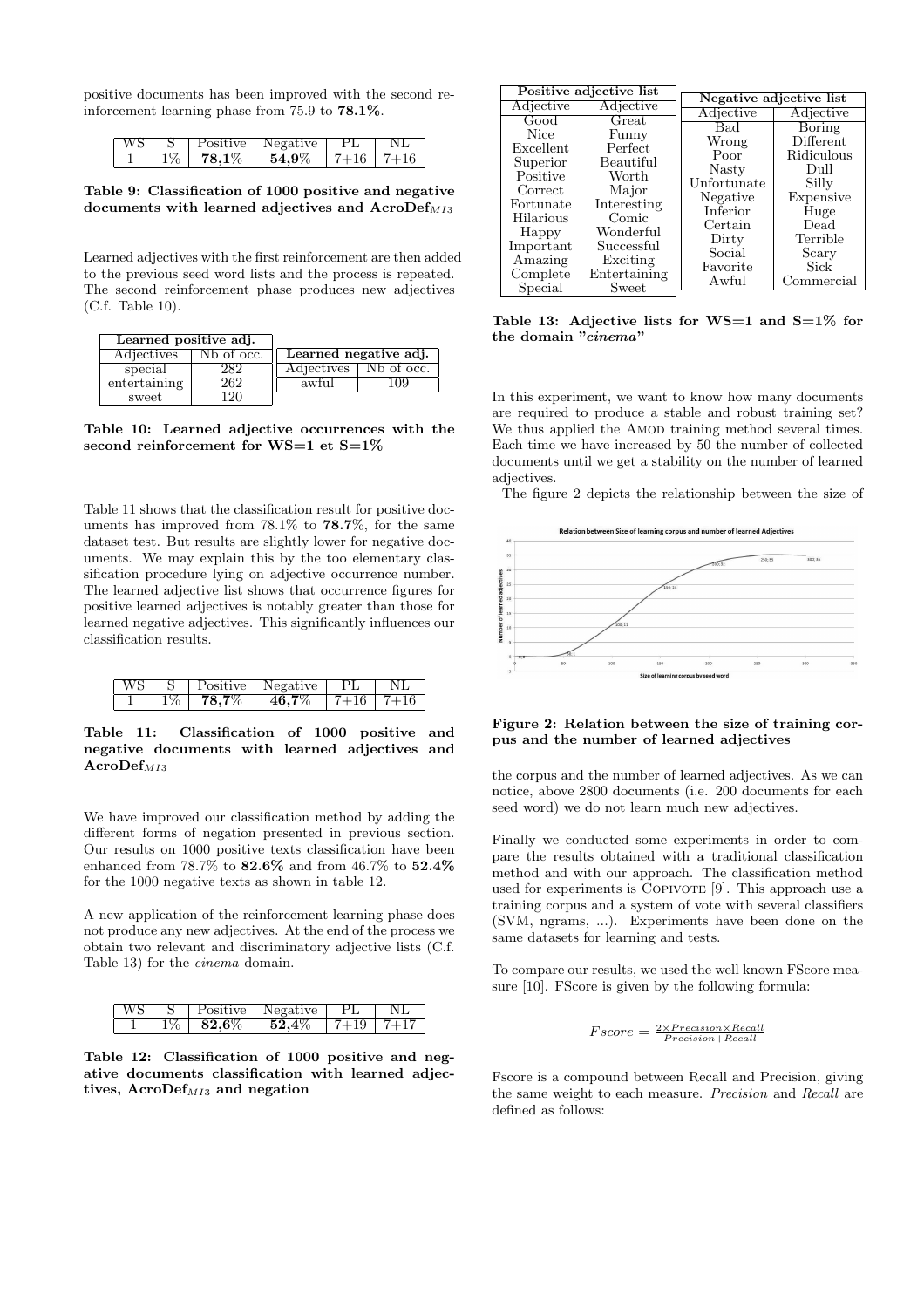positive documents has been improved with the second reinforcement learning phase from 75.9 to **78.1%**.

| WS | S | Positive | Negative | PL | NL |
|---|---|---|---|---|---|
| 1 | 1% | **78,1%** | **54,9%** | 7+16 | 7+16 |

**Table 9: Classification of 1000 positive and negative documents with learned adjectives and AcroDef$_{MI3}$**

Learned adjectives with the first reinforcement are then added to the previous seed word lists and the process is repeated. The second reinforcement phase produces new adjectives (C.f. Table 10).

| Learned positive adj. | |
|---|---|
| Adjectives | Nb of occ. |
| special | 282 |
| entertaining | 262 |
| sweet | 120 |

| Learned negative adj. | |
|---|---|
| Adjectives | Nb of occ. |
| awful | 109 |

**Table 10: Learned adjective occurrences with the second reinforcement for WS=1 et S=1%**

Table 11 shows that the classification result for positive documents has improved from 78.1% to **78.7%**, for the same dataset test. But results are slightly lower for negative documents. We may explain this by the too elementary classification procedure lying on adjective occurrence number. The learned adjective list shows that occurrence figures for positive learned adjectives is notably greater than those for learned negative adjectives. This significantly influences our classification results.

| WS | S | Positive | Negative | PL | NL |
|---|---|---|---|---|---|
| 1 | 1% | **78,7%** | **46,7%** | 7+16 | 7+16 |

**Table 11: Classification of 1000 positive and negative documents with learned adjectives and AcroDef$_{MI3}$**

We have improved our classification method by adding the different forms of negation presented in previous section. Our results on 1000 positive texts classification have been enhanced from 78.7% to **82.6%** and from 46.7% to **52.4%** for the 1000 negative texts as shown in table 12.

A new application of the reinforcement learning phase does not produce any new adjectives. At the end of the process we obtain two relevant and discriminatory adjective lists (C.f. Table 13) for the *cinema* domain.

| WS | S | Positive | Negative | PL | NL |
|---|---|---|---|---|---|
| 1 | 1% | **82,6%** | **52,4%** | 7+19 | 7+17 |

**Table 12: Classification of 1000 positive and negative documents classification with learned adjectives, AcroDef$_{MI3}$ and negation**

| Positive adjective list | |
|---|---|
| Adjective | Adjective |
| Good | Great |
| Nice | Funny |
| Excellent | Perfect |
| Superior | Beautiful |
| Positive | Worth |
| Correct | Major |
| Fortunate | Interesting |
| Hilarious | Comic |
| Happy | Wonderful |
| Important | Successful |
| Amazing | Exciting |
| Complete | Entertaining |
| Special | Sweet |

| Negative adjective list | |
|---|---|
| Adjective | Adjective |
| Bad | Boring |
| Wrong | Different |
| Poor | Ridiculous |
| Nasty | Dull |
| Unfortunate | Silly |
| Negative | Expensive |
| Inferior | Huge |
| Certain | Dead |
| Dirty | Terrible |
| Social | Scary |
| Favorite | Sick |
| Awful | Commercial |

**Table 13: Adjective lists for WS=1 and S=1% for the domain "*cinema*"**

In this experiment, we want to know how many documents are required to produce a stable and robust training set? We thus applied the AMOD training method several times. Each time we have increased by 50 the number of collected documents until we get a stability on the number of learned adjectives.

The figure 2 depicts the relationship between the size of

**Figure 2: Relation between the size of training corpus and the number of learned adjectives**

the corpus and the number of learned adjectives. As we can notice, above 2800 documents (i.e. 200 documents for each seed word) we do not learn much new adjectives.

Finally we conducted some experiments in order to compare the results obtained with a traditional classification method and with our approach. The classification method used for experiments is COPIVOTE [9]. This approach use a training corpus and a system of vote with several classifiers (SVM, ngrams, ...). Experiments have been done on the same datasets for learning and tests.

To compare our results, we used the well known FScore measure [10]. FScore is given by the following formula:

$$Fscore = \frac{2 \times Precision \times Recall}{Precision + Recall}$$

Fscore is a compound between Recall and Precision, giving the same weight to each measure. *Precision* and *Recall* are defined as follows: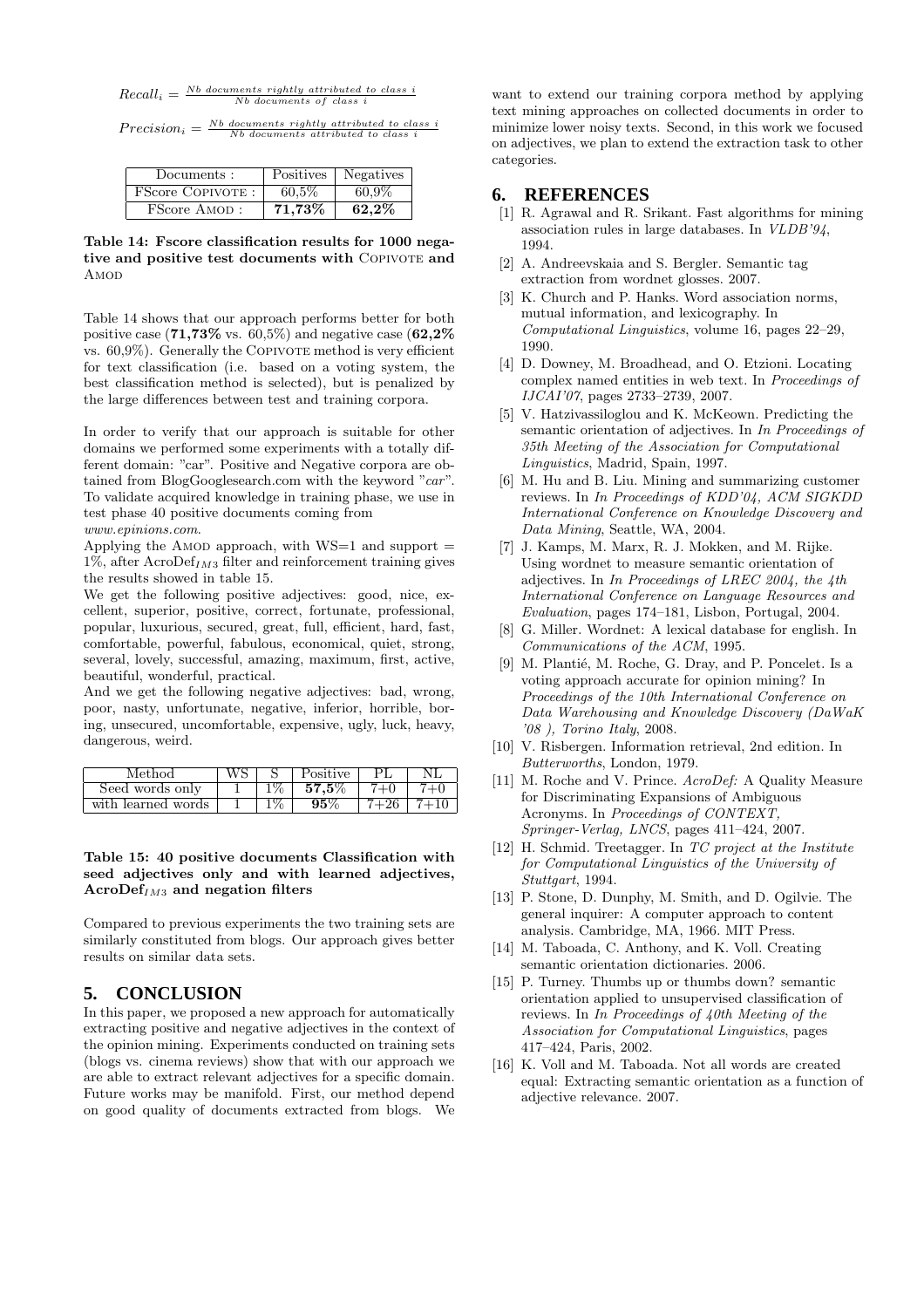$$Recall_i = \frac{Nb\ documents\ rightly\ attributed\ to\ class\ i}{Nb\ documents\ of\ class\ i}$$

$$Precision_i = \frac{Nb\ documents\ rightly\ attributed\ to\ class\ i}{Nb\ documents\ attributed\ to\ class\ i}$$

| Documents : | Positives | Negatives |
|---|---|---|
| FScore COPIVOTE : | 60,5% | 60,9% |
| FScore AMOD : | **71,73%** | **62,2%** |

**Table 14: Fscore classification results for 1000 negative and positive test documents with COPIVOTE and AMOD**

Table 14 shows that our approach performs better for both positive case (**71,73%** vs. 60,5%) and negative case (**62,2%** vs. 60,9%). Generally the COPIVOTE method is very efficient for text classification (i.e. based on a voting system, the best classification method is selected), but is penalized by the large differences between test and training corpora.

In order to verify that our approach is suitable for other domains we performed some experiments with a totally different domain: "car". Positive and Negative corpora are obtained from BlogGooglesearch.com with the keyword "*car*". To validate acquired knowledge in training phase, we use in test phase 40 positive documents coming from *www.epinions.com*.

Applying the AMOD approach, with WS=1 and support = 1%, after AcroDef$_{IM3}$ filter and reinforcement training gives the results showed in table 15.

We get the following positive adjectives: good, nice, excellent, superior, positive, correct, fortunate, professional, popular, luxurious, secured, great, full, efficient, hard, fast, comfortable, powerful, fabulous, economical, quiet, strong, several, lovely, successful, amazing, maximum, first, active, beautiful, wonderful, practical.

And we get the following negative adjectives: bad, wrong, poor, nasty, unfortunate, negative, inferior, horrible, boring, unsecured, uncomfortable, expensive, ugly, luck, heavy, dangerous, weird.

| Method | WS | S | Positive | PL | NL |
|---|---|---|---|---|---|
| Seed words only | 1 | 1% | **57,5%** | 7+0 | 7+0 |
| with learned words | 1 | 1% | **95%** | 7+26 | 7+10 |

**Table 15: 40 positive documents Classification with seed adjectives only and with learned adjectives, AcroDef$_{IM3}$ and negation filters**

Compared to previous experiments the two training sets are similarly constituted from blogs. Our approach gives better results on similar data sets.

## 5. CONCLUSION

In this paper, we proposed a new approach for automatically extracting positive and negative adjectives in the context of the opinion mining. Experiments conducted on training sets (blogs vs. cinema reviews) show that with our approach we are able to extract relevant adjectives for a specific domain. Future works may be manifold. First, our method depend on good quality of documents extracted from blogs. We want to extend our training corpora method by applying text mining approaches on collected documents in order to minimize lower noisy texts. Second, in this work we focused on adjectives, we plan to extend the extraction task to other categories.

## 6. REFERENCES

[1] R. Agrawal and R. Srikant. Fast algorithms for mining association rules in large databases. In *VLDB'94*, 1994.

[2] A. Andreevskaia and S. Bergler. Semantic tag extraction from wordnet glosses. 2007.

[3] K. Church and P. Hanks. Word association norms, mutual information, and lexicography. In *Computational Linguistics*, volume 16, pages 22–29, 1990.

[4] D. Downey, M. Broadhead, and O. Etzioni. Locating complex named entities in web text. In *Proceedings of IJCAI'07*, pages 2733–2739, 2007.

[5] V. Hatzivassiloglou and K. McKeown. Predicting the semantic orientation of adjectives. In *In Proceedings of 35th Meeting of the Association for Computational Linguistics*, Madrid, Spain, 1997.

[6] M. Hu and B. Liu. Mining and summarizing customer reviews. In *In Proceedings of KDD'04, ACM SIGKDD International Conference on Knowledge Discovery and Data Mining*, Seattle, WA, 2004.

[7] J. Kamps, M. Marx, R. J. Mokken, and M. Rijke. Using wordnet to measure semantic orientation of adjectives. In *In Proceedings of LREC 2004, the 4th International Conference on Language Resources and Evaluation*, pages 174–181, Lisbon, Portugal, 2004.

[8] G. Miller. Wordnet: A lexical database for english. In *Communications of the ACM*, 1995.

[9] M. Plantié, M. Roche, G. Dray, and P. Poncelet. Is a voting approach accurate for opinion mining? In *Proceedings of the 10th International Conference on Data Warehousing and Knowledge Discovery (DaWaK '08 ), Torino Italy*, 2008.

[10] V. Risbergen. Information retrieval, 2nd edition. In *Butterworths*, London, 1979.

[11] M. Roche and V. Prince. *AcroDef:* A Quality Measure for Discriminating Expansions of Ambiguous Acronyms. In *Proceedings of CONTEXT, Springer-Verlag, LNCS*, pages 411–424, 2007.

[12] H. Schmid. Treetagger. In *TC project at the Institute for Computational Linguistics of the University of Stuttgart*, 1994.

[13] P. Stone, D. Dunphy, M. Smith, and D. Ogilvie. The general inquirer: A computer approach to content analysis. Cambridge, MA, 1966. MIT Press.

[14] M. Taboada, C. Anthony, and K. Voll. Creating semantic orientation dictionaries. 2006.

[15] P. Turney. Thumbs up or thumbs down? semantic orientation applied to unsupervised classification of reviews. In *In Proceedings of 40th Meeting of the Association for Computational Linguistics*, pages 417–424, Paris, 2002.

[16] K. Voll and M. Taboada. Not all words are created equal: Extracting semantic orientation as a function of adjective relevance. 2007.